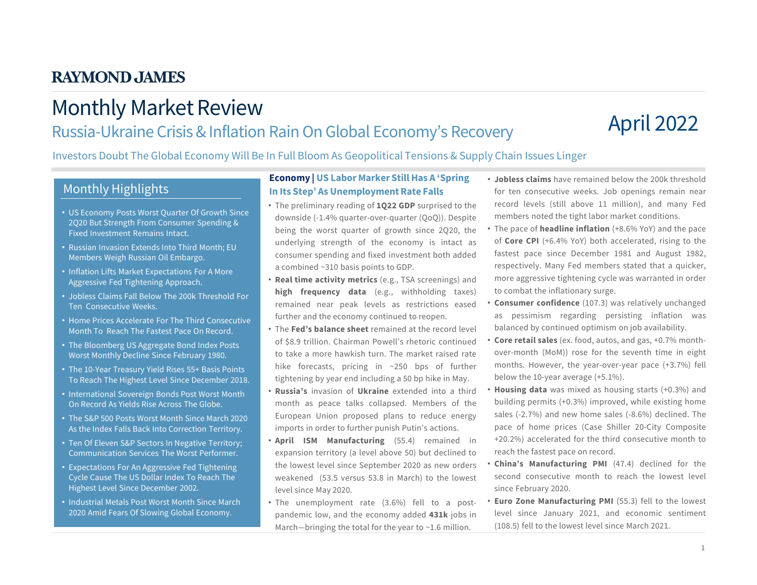RAYMOND JAMES

# Monthly Market Review

## Russia-Ukraine Crisis & Inflation Rain On Global Economy's Recovery

April 2022

Investors Doubt The Global Economy Will Be In Full Bloom As Geopolitical Tensions & Supply Chain Issues Linger

### Monthly Highlights

- US Economy Posts Worst Quarter Of Growth Since 2Q20 But Strength From Consumer Spending & Fixed Investment Remains Intact.
- Russian Invasion Extends Into Third Month; EU Members Weigh Russian Oil Embargo.
- Inflation Lifts Market Expectations For A More Aggressive Fed Tightening Approach.
- Jobless Claims Fall Below The 200k Threshold For Ten Consecutive Weeks.
- Home Prices Accelerate For The Third Consecutive Month To Reach The Fastest Pace On Record.
- The Bloomberg US Aggregate Bond Index Posts Worst Monthly Decline Since February 1980.
- The 10-Year Treasury Yield Rises 55+ Basis Points To Reach The Highest Level Since December 2018.
- International Sovereign Bonds Post Worst Month On Record As Yields Rise Across The Globe.
- The S&P 500 Posts Worst Month Since March 2020 As the Index Falls Back Into Correction Territory.
- Ten Of Eleven S&P Sectors In Negative Territory; Communication Services The Worst Performer.
- Expectations For An Aggressive Fed Tightening Cycle Cause The US Dollar Index To Reach The Highest Level Since December 2002.
- Industrial Metals Post Worst Month Since March 2020 Amid Fears Of Slowing Global Economy.

### Economy | US Labor Marker Still Has A 'Spring In Its Step' As Unemployment Rate Falls

- The preliminary reading of **1Q22 GDP** surprised to the downside (-1.4% quarter-over-quarter (QoQ)). Despite being the worst quarter of growth since 2Q20, the underlying strength of the economy is intact as consumer spending and fixed investment both added a combined ~310 basis points to GDP.
- **Real time activity metrics** (e.g., TSA screenings) and **high frequency data** (e.g., withholding taxes) remained near peak levels as restrictions eased further and the economy continued to reopen.
- The **Fed's balance sheet** remained at the record level of $8.9 trillion. Chairman Powell's rhetoric continued to take a more hawkish turn. The market raised rate hike forecasts, pricing in ~250 bps of further tightening by year end including a 50 bp hike in May.
- **Russia's** invasion of **Ukraine** extended into a third month as peace talks collapsed. Members of the European Union proposed plans to reduce energy imports in order to further punish Putin's actions.
- **April ISM Manufacturing** (55.4) remained in expansion territory (a level above 50) but declined to the lowest level since September 2020 as new orders weakened (53.5 versus 53.8 in March) to the lowest level since May 2020.
- The unemployment rate (3.6%) fell to a post-pandemic low, and the economy added **431k** jobs in March—bringing the total for the year to ~1.6 million.
- **Jobless claims** have remained below the 200k threshold for ten consecutive weeks. Job openings remain near record levels (still above 11 million), and many Fed members noted the tight labor market conditions.
- The pace of **headline inflation** (+8.6% YoY) and the pace of **Core CPI** (+6.4% YoY) both accelerated, rising to the fastest pace since December 1981 and August 1982, respectively. Many Fed members stated that a quicker, more aggressive tightening cycle was warranted in order to combat the inflationary surge.
- **Consumer confidence** (107.3) was relatively unchanged as pessimism regarding persisting inflation was balanced by continued optimism on job availability.
- **Core retail sales** (ex. food, autos, and gas, +0.7% month-over-month (MoM)) rose for the seventh time in eight months. However, the year-over-year pace (+3.7%) fell below the 10-year average (+5.1%).
- **Housing data** was mixed as housing starts (+0.3%) and building permits (+0.3%) improved, while existing home sales (-2.7%) and new home sales (-8.6%) declined. The pace of home prices (Case Shiller 20-City Composite +20.2%) accelerated for the third consecutive month to reach the fastest pace on record.
- **China's Manufacturing PMI** (47.4) declined for the second consecutive month to reach the lowest level since February 2020.
- **Euro Zone Manufacturing PMI** (55.3) fell to the lowest level since January 2021, and economic sentiment (108.5) fell to the lowest level since March 2021.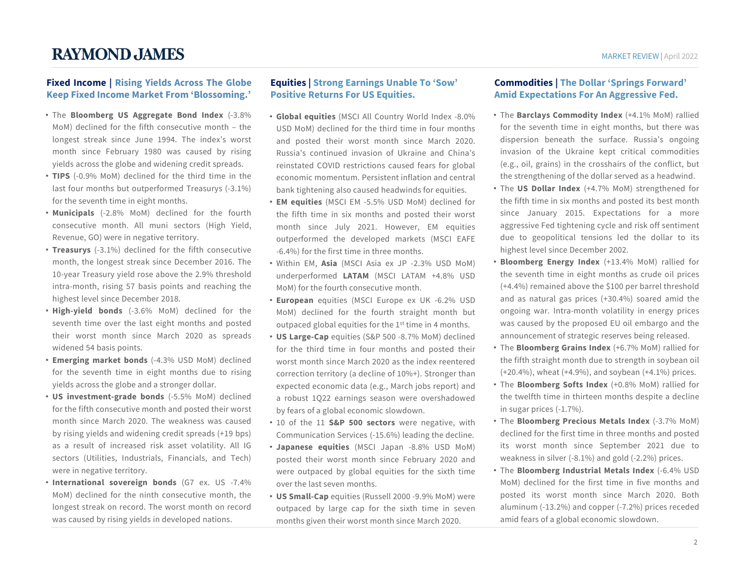## Fixed Income | Rising Yields Across The Globe Keep Fixed Income Market From 'Blossoming.'

- The **Bloomberg US Aggregate Bond Index** (-3.8% MoM) declined for the fifth consecutive month – the longest streak since June 1994. The index's worst month since February 1980 was caused by rising yields across the globe and widening credit spreads.
- **TIPS** (-0.9% MoM) declined for the third time in the last four months but outperformed Treasurys (-3.1%) for the seventh time in eight months.
- **Municipals** (-2.8% MoM) declined for the fourth consecutive month. All muni sectors (High Yield, Revenue, GO) were in negative territory.
- **Treasurys** (-3.1%) declined for the fifth consecutive month, the longest streak since December 2016. The 10-year Treasury yield rose above the 2.9% threshold intra-month, rising 57 basis points and reaching the highest level since December 2018.
- **High-yield bonds** (-3.6% MoM) declined for the seventh time over the last eight months and posted their worst month since March 2020 as spreads widened 54 basis points.
- **Emerging market bonds** (-4.3% USD MoM) declined for the seventh time in eight months due to rising yields across the globe and a stronger dollar.
- **US investment-grade bonds** (-5.5% MoM) declined for the fifth consecutive month and posted their worst month since March 2020. The weakness was caused by rising yields and widening credit spreads (+19 bps) as a result of increased risk asset volatility. All IG sectors (Utilities, Industrials, Financials, and Tech) were in negative territory.
- **International sovereign bonds** (G7 ex. US -7.4% MoM) declined for the ninth consecutive month, the longest streak on record. The worst month on record was caused by rising yields in developed nations.

## Equities | Strong Earnings Unable To 'Sow' Positive Returns For US Equities.

- **Global equities** (MSCI All Country World Index -8.0% USD MoM) declined for the third time in four months and posted their worst month since March 2020. Russia's continued invasion of Ukraine and China's reinstated COVID restrictions caused fears for global economic momentum. Persistent inflation and central bank tightening also caused headwinds for equities.
- **EM equities** (MSCI EM -5.5% USD MoM) declined for the fifth time in six months and posted their worst month since July 2021. However, EM equities outperformed the developed markets (MSCI EAFE -6.4%) for the first time in three months.
- Within EM, **Asia** (MSCI Asia ex JP -2.3% USD MoM) underperformed **LATAM** (MSCI LATAM +4.8% USD MoM) for the fourth consecutive month.
- **European** equities (MSCI Europe ex UK -6.2% USD MoM) declined for the fourth straight month but outpaced global equities for the 1st time in 4 months.
- **US Large-Cap** equities (S&P 500 -8.7% MoM) declined for the third time in four months and posted their worst month since March 2020 as the index reentered correction territory (a decline of 10%+). Stronger than expected economic data (e.g., March jobs report) and a robust 1Q22 earnings season were overshadowed by fears of a global economic slowdown.
- 10 of the 11 **S&P 500 sectors** were negative, with Communication Services (-15.6%) leading the decline.
- **Japanese equities** (MSCI Japan -8.8% USD MoM) posted their worst month since February 2020 and were outpaced by global equities for the sixth time over the last seven months.
- **US Small-Cap** equities (Russell 2000 -9.9% MoM) were outpaced by large cap for the sixth time in seven months given their worst month since March 2020.

## Commodities | The Dollar 'Springs Forward' Amid Expectations For An Aggressive Fed.

- The **Barclays Commodity Index** (+4.1% MoM) rallied for the seventh time in eight months, but there was dispersion beneath the surface. Russia's ongoing invasion of the Ukraine kept critical commodities (e.g., oil, grains) in the crosshairs of the conflict, but the strengthening of the dollar served as a headwind.
- The **US Dollar Index** (+4.7% MoM) strengthened for the fifth time in six months and posted its best month since January 2015. Expectations for a more aggressive Fed tightening cycle and risk off sentiment due to geopolitical tensions led the dollar to its highest level since December 2002.
- **Bloomberg Energy Index** (+13.4% MoM) rallied for the seventh time in eight months as crude oil prices (+4.4%) remained above the $100 per barrel threshold and as natural gas prices (+30.4%) soared amid the ongoing war. Intra-month volatility in energy prices was caused by the proposed EU oil embargo and the announcement of strategic reserves being released.
- The **Bloomberg Grains Index** (+6.7% MoM) rallied for the fifth straight month due to strength in soybean oil (+20.4%), wheat (+4.9%), and soybean (+4.1%) prices.
- The **Bloomberg Softs Index** (+0.8% MoM) rallied for the twelfth time in thirteen months despite a decline in sugar prices (-1.7%).
- The **Bloomberg Precious Metals Index** (-3.7% MoM) declined for the first time in three months and posted its worst month since September 2021 due to weakness in silver (-8.1%) and gold (-2.2%) prices.
- The **Bloomberg Industrial Metals Index** (-6.4% USD MoM) declined for the first time in five months and posted its worst month since March 2020. Both aluminum (-13.2%) and copper (-7.2%) prices receded amid fears of a global economic slowdown.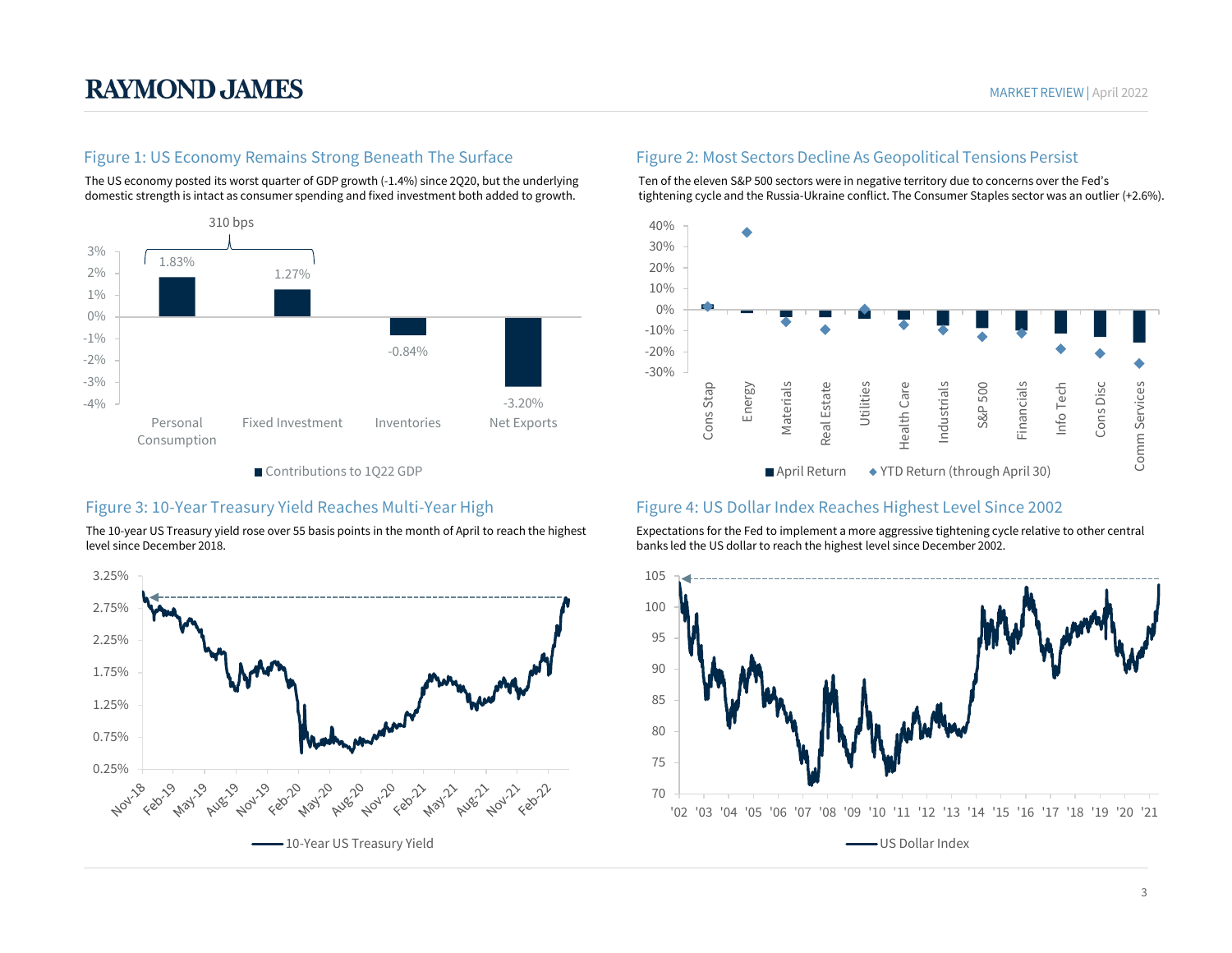## Figure 1: US Economy Remains Strong Beneath The Surface

The US economy posted its worst quarter of GDP growth (-1.4%) since 2Q20, but the underlying domestic strength is intact as consumer spending and fixed investment both added to growth.

| Contributions to 1Q22 GDP | |
|---|---|
| Personal Consumption | 1.83% |
| Fixed Investment | 1.27% |
| Inventories | -0.84% |
| Net Exports | -3.20% |

310 bps

## Figure 2: Most Sectors Decline As Geopolitical Tensions Persist

Ten of the eleven S&P 500 sectors were in negative territory due to concerns over the Fed's tightening cycle and the Russia-Ukraine conflict. The Consumer Staples sector was an outlier (+2.6%).

Sectors: Cons Stap, Energy, Materials, Real Estate, Utilities, Health Care, Industrials, S&P 500, Financials, Info Tech, Cons Disc, Comm Services

Legend: April Return; YTD Return (through April 30)

## Figure 3: 10-Year Treasury Yield Reaches Multi-Year High

The 10-year US Treasury yield rose over 55 basis points in the month of April to reach the highest level since December 2018.

Legend: 10-Year US Treasury Yield

## Figure 4: US Dollar Index Reaches Highest Level Since 2002

Expectations for the Fed to implement a more aggressive tightening cycle relative to other central banks led the US dollar to reach the highest level since December 2002.

Legend: US Dollar Index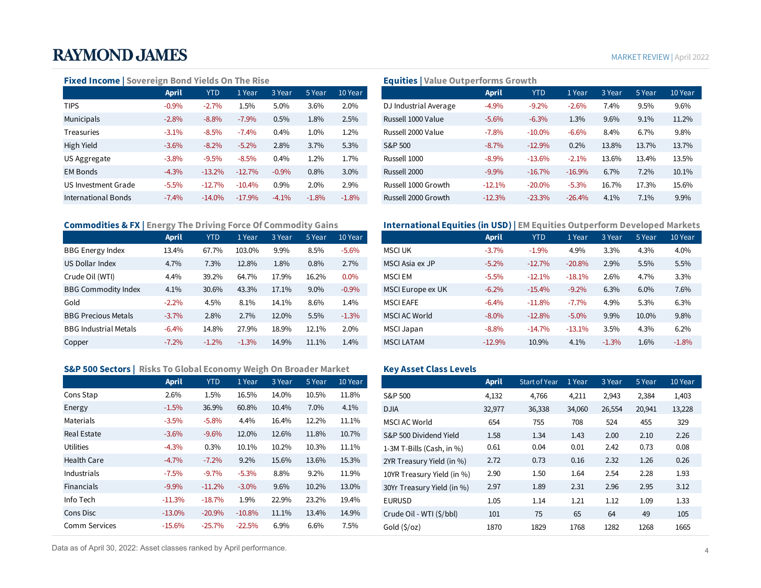## Fixed Income | Sovereign Bond Yields On The Rise

| | April | YTD | 1 Year | 3 Year | 5 Year | 10 Year |
|---|---|---|---|---|---|---|
| TIPS | -0.9% | -2.7% | 1.5% | 5.0% | 3.6% | 2.0% |
| Municipals | -2.8% | -8.8% | -7.9% | 0.5% | 1.8% | 2.5% |
| Treasuries | -3.1% | -8.5% | -7.4% | 0.4% | 1.0% | 1.2% |
| High Yield | -3.6% | -8.2% | -5.2% | 2.8% | 3.7% | 5.3% |
| US Aggregate | -3.8% | -9.5% | -8.5% | 0.4% | 1.2% | 1.7% |
| EM Bonds | -4.3% | -13.2% | -12.7% | -0.9% | 0.8% | 3.0% |
| US Investment Grade | -5.5% | -12.7% | -10.4% | 0.9% | 2.0% | 2.9% |
| International Bonds | -7.4% | -14.0% | -17.9% | -4.1% | -1.8% | -1.8% |

## Equities | Value Outperforms Growth

| | April | YTD | 1 Year | 3 Year | 5 Year | 10 Year |
|---|---|---|---|---|---|---|
| DJ Industrial Average | -4.9% | -9.2% | -2.6% | 7.4% | 9.5% | 9.6% |
| Russell 1000 Value | -5.6% | -6.3% | 1.3% | 9.6% | 9.1% | 11.2% |
| Russell 2000 Value | -7.8% | -10.0% | -6.6% | 8.4% | 6.7% | 9.8% |
| S&P 500 | -8.7% | -12.9% | 0.2% | 13.8% | 13.7% | 13.7% |
| Russell 1000 | -8.9% | -13.6% | -2.1% | 13.6% | 13.4% | 13.5% |
| Russell 2000 | -9.9% | -16.7% | -16.9% | 6.7% | 7.2% | 10.1% |
| Russell 1000 Growth | -12.1% | -20.0% | -5.3% | 16.7% | 17.3% | 15.6% |
| Russell 2000 Growth | -12.3% | -23.3% | -26.4% | 4.1% | 7.1% | 9.9% |

## Commodities & FX | Energy The Driving Force Of Commodity Gains

| | April | YTD | 1 Year | 3 Year | 5 Year | 10 Year |
|---|---|---|---|---|---|---|
| BBG Energy Index | 13.4% | 67.7% | 103.0% | 9.9% | 8.5% | -5.6% |
| US Dollar Index | 4.7% | 7.3% | 12.8% | 1.8% | 0.8% | 2.7% |
| Crude Oil (WTI) | 4.4% | 39.2% | 64.7% | 17.9% | 16.2% | 0.0% |
| BBG Commodity Index | 4.1% | 30.6% | 43.3% | 17.1% | 9.0% | -0.9% |
| Gold | -2.2% | 4.5% | 8.1% | 14.1% | 8.6% | 1.4% |
| BBG Precious Metals | -3.7% | 2.8% | 2.7% | 12.0% | 5.5% | -1.3% |
| BBG Industrial Metals | -6.4% | 14.8% | 27.9% | 18.9% | 12.1% | 2.0% |
| Copper | -7.2% | -1.2% | -1.3% | 14.9% | 11.1% | 1.4% |

## International Equities (in USD) | EM Equities Outperform Developed Markets

| | April | YTD | 1 Year | 3 Year | 5 Year | 10 Year |
|---|---|---|---|---|---|---|
| MSCI UK | -3.7% | -1.9% | 4.9% | 3.3% | 4.3% | 4.0% |
| MSCI Asia ex JP | -5.2% | -12.7% | -20.8% | 2.9% | 5.5% | 5.5% |
| MSCI EM | -5.5% | -12.1% | -18.1% | 2.6% | 4.7% | 3.3% |
| MSCI Europe ex UK | -6.2% | -15.4% | -9.2% | 6.3% | 6.0% | 7.6% |
| MSCI EAFE | -6.4% | -11.8% | -7.7% | 4.9% | 5.3% | 6.3% |
| MSCI AC World | -8.0% | -12.8% | -5.0% | 9.9% | 10.0% | 9.8% |
| MSCI Japan | -8.8% | -14.7% | -13.1% | 3.5% | 4.3% | 6.2% |
| MSCI LATAM | -12.9% | 10.9% | 4.1% | -1.3% | 1.6% | -1.8% |

## S&P 500 Sectors | Risks To Global Economy Weigh On Broader Market

| | April | YTD | 1 Year | 3 Year | 5 Year | 10 Year |
|---|---|---|---|---|---|---|
| Cons Stap | 2.6% | 1.5% | 16.5% | 14.0% | 10.5% | 11.8% |
| Energy | -1.5% | 36.9% | 60.8% | 10.4% | 7.0% | 4.1% |
| Materials | -3.5% | -5.8% | 4.4% | 16.4% | 12.2% | 11.1% |
| Real Estate | -3.6% | -9.6% | 12.0% | 12.6% | 11.8% | 10.7% |
| Utilities | -4.3% | 0.3% | 10.1% | 10.2% | 10.3% | 11.1% |
| Health Care | -4.7% | -7.2% | 9.2% | 15.6% | 13.6% | 15.3% |
| Industrials | -7.5% | -9.7% | -5.3% | 8.8% | 9.2% | 11.9% |
| Financials | -9.9% | -11.2% | -3.0% | 9.6% | 10.2% | 13.0% |
| Info Tech | -11.3% | -18.7% | 1.9% | 22.9% | 23.2% | 19.4% |
| Cons Disc | -13.0% | -20.9% | -10.8% | 11.1% | 13.4% | 14.9% |
| Comm Services | -15.6% | -25.7% | -22.5% | 6.9% | 6.6% | 7.5% |

## Key Asset Class Levels

| | April | Start of Year | 1 Year | 3 Year | 5 Year | 10 Year |
|---|---|---|---|---|---|---|
| S&P 500 | 4,132 | 4,766 | 4,211 | 2,943 | 2,384 | 1,403 |
| DJIA | 32,977 | 36,338 | 34,060 | 26,554 | 20,941 | 13,228 |
| MSCI AC World | 654 | 755 | 708 | 524 | 455 | 329 |
| S&P 500 Dividend Yield | 1.58 | 1.34 | 1.43 | 2.00 | 2.10 | 2.26 |
| 1-3M T-Bills (Cash, in %) | 0.61 | 0.04 | 0.01 | 2.42 | 0.73 | 0.08 |
| 2YR Treasury Yield (in %) | 2.72 | 0.73 | 0.16 | 2.32 | 1.26 | 0.26 |
| 10YR Treasury Yield (in %) | 2.90 | 1.50 | 1.64 | 2.54 | 2.28 | 1.93 |
| 30Yr Treasury Yield (in %) | 2.97 | 1.89 | 2.31 | 2.96 | 2.95 | 3.12 |
| EURUSD | 1.05 | 1.14 | 1.21 | 1.12 | 1.09 | 1.33 |
| Crude Oil - WTI ($/bbl) | 101 | 75 | 65 | 64 | 49 | 105 |
| Gold ($/oz) | 1870 | 1829 | 1768 | 1282 | 1268 | 1665 |

Data as of April 30, 2022: Asset classes ranked by April performance.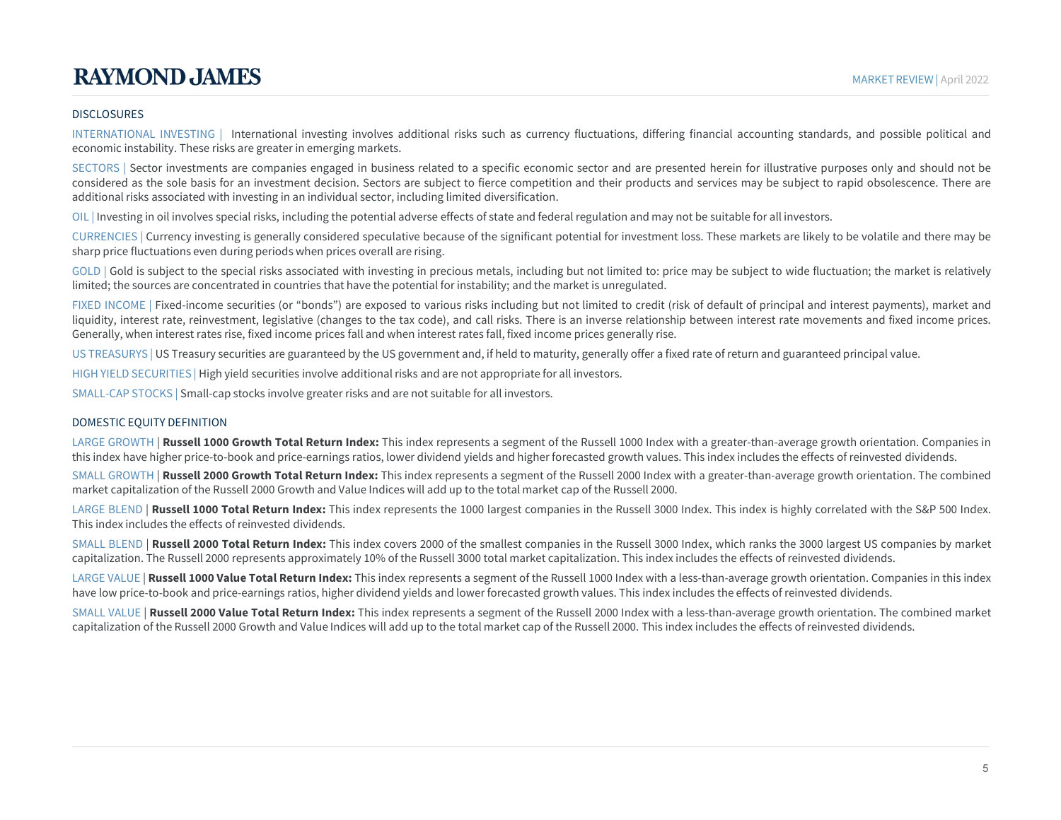## DISCLOSURES

INTERNATIONAL INVESTING | International investing involves additional risks such as currency fluctuations, differing financial accounting standards, and possible political and economic instability. These risks are greater in emerging markets.

SECTORS | Sector investments are companies engaged in business related to a specific economic sector and are presented herein for illustrative purposes only and should not be considered as the sole basis for an investment decision. Sectors are subject to fierce competition and their products and services may be subject to rapid obsolescence. There are additional risks associated with investing in an individual sector, including limited diversification.

OIL | Investing in oil involves special risks, including the potential adverse effects of state and federal regulation and may not be suitable for all investors.

CURRENCIES | Currency investing is generally considered speculative because of the significant potential for investment loss. These markets are likely to be volatile and there may be sharp price fluctuations even during periods when prices overall are rising.

GOLD | Gold is subject to the special risks associated with investing in precious metals, including but not limited to: price may be subject to wide fluctuation; the market is relatively limited; the sources are concentrated in countries that have the potential for instability; and the market is unregulated.

FIXED INCOME | Fixed-income securities (or "bonds") are exposed to various risks including but not limited to credit (risk of default of principal and interest payments), market and liquidity, interest rate, reinvestment, legislative (changes to the tax code), and call risks. There is an inverse relationship between interest rate movements and fixed income prices. Generally, when interest rates rise, fixed income prices fall and when interest rates fall, fixed income prices generally rise.

US TREASURYS | US Treasury securities are guaranteed by the US government and, if held to maturity, generally offer a fixed rate of return and guaranteed principal value.

HIGH YIELD SECURITIES | High yield securities involve additional risks and are not appropriate for all investors.

SMALL-CAP STOCKS | Small-cap stocks involve greater risks and are not suitable for all investors.

## DOMESTIC EQUITY DEFINITION

LARGE GROWTH | **Russell 1000 Growth Total Return Index:** This index represents a segment of the Russell 1000 Index with a greater-than-average growth orientation. Companies in this index have higher price-to-book and price-earnings ratios, lower dividend yields and higher forecasted growth values. This index includes the effects of reinvested dividends.

SMALL GROWTH | **Russell 2000 Growth Total Return Index:** This index represents a segment of the Russell 2000 Index with a greater-than-average growth orientation. The combined market capitalization of the Russell 2000 Growth and Value Indices will add up to the total market cap of the Russell 2000.

LARGE BLEND | **Russell 1000 Total Return Index:** This index represents the 1000 largest companies in the Russell 3000 Index. This index is highly correlated with the S&P 500 Index. This index includes the effects of reinvested dividends.

SMALL BLEND | **Russell 2000 Total Return Index:** This index covers 2000 of the smallest companies in the Russell 3000 Index, which ranks the 3000 largest US companies by market capitalization. The Russell 2000 represents approximately 10% of the Russell 3000 total market capitalization. This index includes the effects of reinvested dividends.

LARGE VALUE | **Russell 1000 Value Total Return Index:** This index represents a segment of the Russell 1000 Index with a less-than-average growth orientation. Companies in this index have low price-to-book and price-earnings ratios, higher dividend yields and lower forecasted growth values. This index includes the effects of reinvested dividends.

SMALL VALUE | **Russell 2000 Value Total Return Index:** This index represents a segment of the Russell 2000 Index with a less-than-average growth orientation. The combined market capitalization of the Russell 2000 Growth and Value Indices will add up to the total market cap of the Russell 2000. This index includes the effects of reinvested dividends.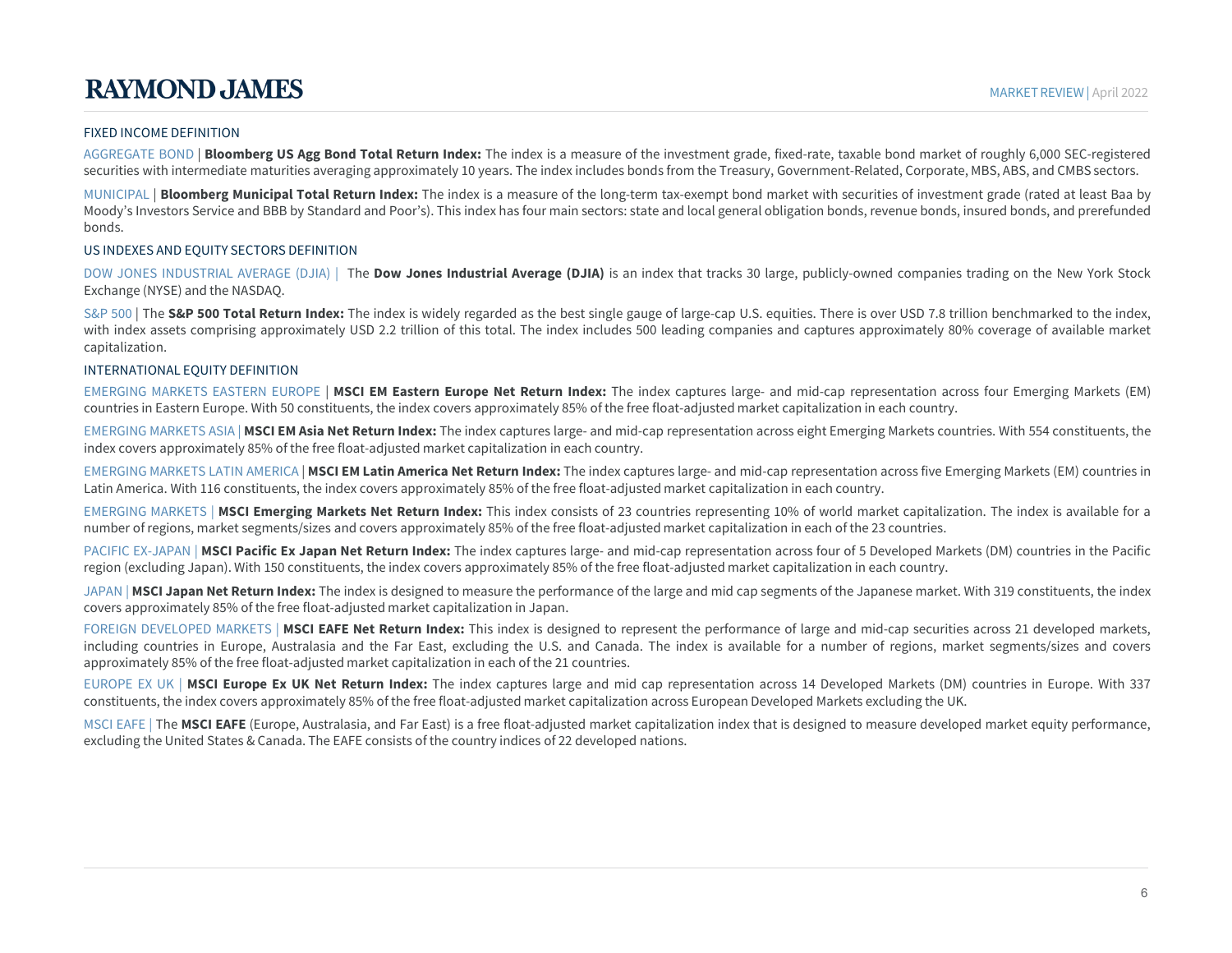## FIXED INCOME DEFINITION

AGGREGATE BOND | **Bloomberg US Agg Bond Total Return Index:** The index is a measure of the investment grade, fixed-rate, taxable bond market of roughly 6,000 SEC-registered securities with intermediate maturities averaging approximately 10 years. The index includes bonds from the Treasury, Government-Related, Corporate, MBS, ABS, and CMBS sectors.

MUNICIPAL | **Bloomberg Municipal Total Return Index:** The index is a measure of the long-term tax-exempt bond market with securities of investment grade (rated at least Baa by Moody's Investors Service and BBB by Standard and Poor's). This index has four main sectors: state and local general obligation bonds, revenue bonds, insured bonds, and prerefunded bonds.

## US INDEXES AND EQUITY SECTORS DEFINITION

DOW JONES INDUSTRIAL AVERAGE (DJIA) | The **Dow Jones Industrial Average (DJIA)** is an index that tracks 30 large, publicly-owned companies trading on the New York Stock Exchange (NYSE) and the NASDAQ.

S&P 500 | The **S&P 500 Total Return Index:** The index is widely regarded as the best single gauge of large-cap U.S. equities. There is over USD 7.8 trillion benchmarked to the index, with index assets comprising approximately USD 2.2 trillion of this total. The index includes 500 leading companies and captures approximately 80% coverage of available market capitalization.

## INTERNATIONAL EQUITY DEFINITION

EMERGING MARKETS EASTERN EUROPE | **MSCI EM Eastern Europe Net Return Index:** The index captures large- and mid-cap representation across four Emerging Markets (EM) countries in Eastern Europe. With 50 constituents, the index covers approximately 85% of the free float-adjusted market capitalization in each country.

EMERGING MARKETS ASIA | **MSCI EM Asia Net Return Index:** The index captures large- and mid-cap representation across eight Emerging Markets countries. With 554 constituents, the index covers approximately 85% of the free float-adjusted market capitalization in each country.

EMERGING MARKETS LATIN AMERICA | **MSCI EM Latin America Net Return Index:** The index captures large- and mid-cap representation across five Emerging Markets (EM) countries in Latin America. With 116 constituents, the index covers approximately 85% of the free float-adjusted market capitalization in each country.

EMERGING MARKETS | **MSCI Emerging Markets Net Return Index:** This index consists of 23 countries representing 10% of world market capitalization. The index is available for a number of regions, market segments/sizes and covers approximately 85% of the free float-adjusted market capitalization in each of the 23 countries.

PACIFIC EX-JAPAN | **MSCI Pacific Ex Japan Net Return Index:** The index captures large- and mid-cap representation across four of 5 Developed Markets (DM) countries in the Pacific region (excluding Japan). With 150 constituents, the index covers approximately 85% of the free float-adjusted market capitalization in each country.

JAPAN | **MSCI Japan Net Return Index:** The index is designed to measure the performance of the large and mid cap segments of the Japanese market. With 319 constituents, the index covers approximately 85% of the free float-adjusted market capitalization in Japan.

FOREIGN DEVELOPED MARKETS | **MSCI EAFE Net Return Index:** This index is designed to represent the performance of large and mid-cap securities across 21 developed markets, including countries in Europe, Australasia and the Far East, excluding the U.S. and Canada. The index is available for a number of regions, market segments/sizes and covers approximately 85% of the free float-adjusted market capitalization in each of the 21 countries.

EUROPE EX UK | **MSCI Europe Ex UK Net Return Index:** The index captures large and mid cap representation across 14 Developed Markets (DM) countries in Europe. With 337 constituents, the index covers approximately 85% of the free float-adjusted market capitalization across European Developed Markets excluding the UK.

MSCI EAFE | The **MSCI EAFE** (Europe, Australasia, and Far East) is a free float-adjusted market capitalization index that is designed to measure developed market equity performance, excluding the United States & Canada. The EAFE consists of the country indices of 22 developed nations.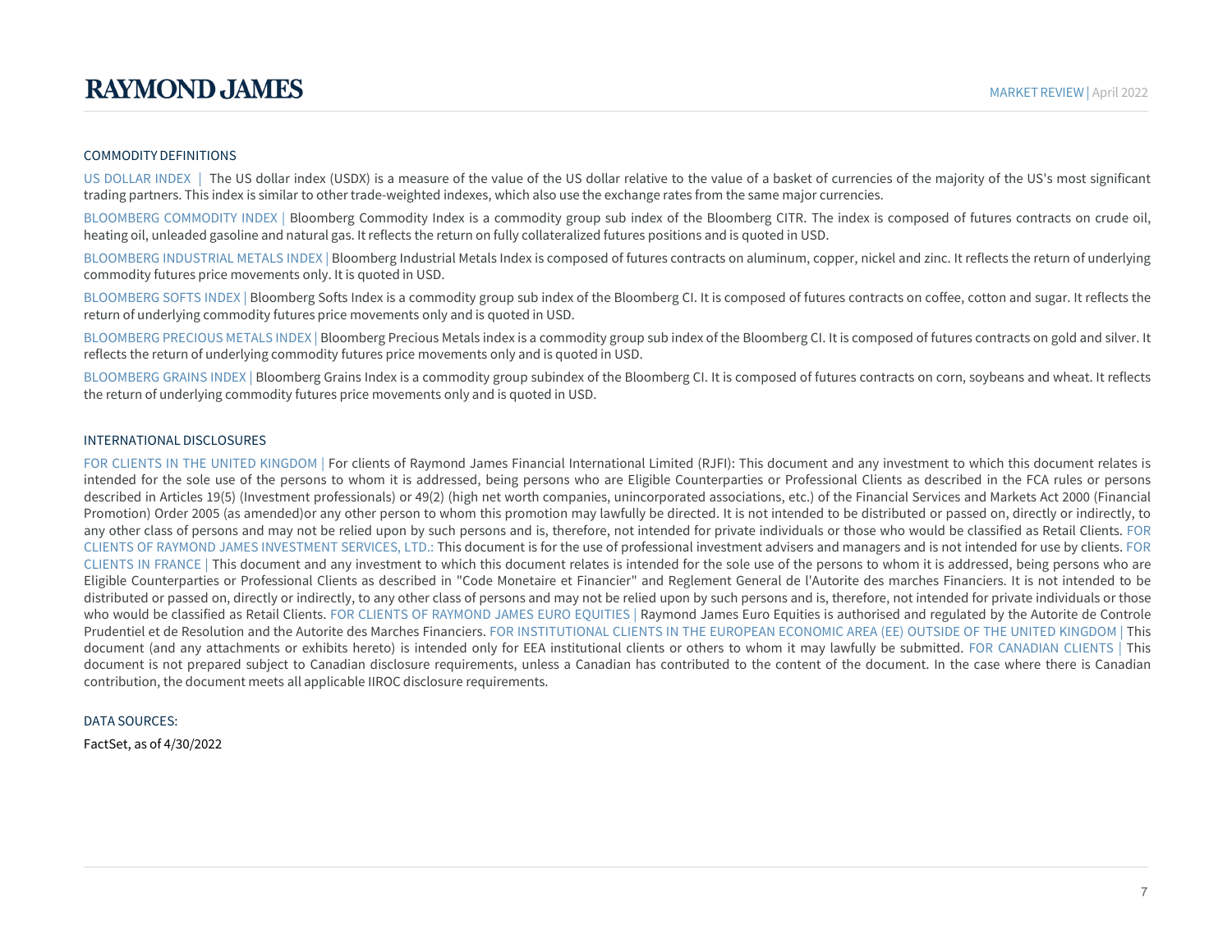## COMMODITY DEFINITIONS

US DOLLAR INDEX | The US dollar index (USDX) is a measure of the value of the US dollar relative to the value of a basket of currencies of the majority of the US's most significant trading partners. This index is similar to other trade-weighted indexes, which also use the exchange rates from the same major currencies.

BLOOMBERG COMMODITY INDEX | Bloomberg Commodity Index is a commodity group sub index of the Bloomberg CITR. The index is composed of futures contracts on crude oil, heating oil, unleaded gasoline and natural gas. It reflects the return on fully collateralized futures positions and is quoted in USD.

BLOOMBERG INDUSTRIAL METALS INDEX | Bloomberg Industrial Metals Index is composed of futures contracts on aluminum, copper, nickel and zinc. It reflects the return of underlying commodity futures price movements only. It is quoted in USD.

BLOOMBERG SOFTS INDEX | Bloomberg Softs Index is a commodity group sub index of the Bloomberg CI. It is composed of futures contracts on coffee, cotton and sugar. It reflects the return of underlying commodity futures price movements only and is quoted in USD.

BLOOMBERG PRECIOUS METALS INDEX | Bloomberg Precious Metals index is a commodity group sub index of the Bloomberg CI. It is composed of futures contracts on gold and silver. It reflects the return of underlying commodity futures price movements only and is quoted in USD.

BLOOMBERG GRAINS INDEX | Bloomberg Grains Index is a commodity group subindex of the Bloomberg CI. It is composed of futures contracts on corn, soybeans and wheat. It reflects the return of underlying commodity futures price movements only and is quoted in USD.

## INTERNATIONAL DISCLOSURES

FOR CLIENTS IN THE UNITED KINGDOM | For clients of Raymond James Financial International Limited (RJFI): This document and any investment to which this document relates is intended for the sole use of the persons to whom it is addressed, being persons who are Eligible Counterparties or Professional Clients as described in the FCA rules or persons described in Articles 19(5) (Investment professionals) or 49(2) (high net worth companies, unincorporated associations, etc.) of the Financial Services and Markets Act 2000 (Financial Promotion) Order 2005 (as amended)or any other person to whom this promotion may lawfully be directed. It is not intended to be distributed or passed on, directly or indirectly, to any other class of persons and may not be relied upon by such persons and is, therefore, not intended for private individuals or those who would be classified as Retail Clients. FOR CLIENTS OF RAYMOND JAMES INVESTMENT SERVICES, LTD.: This document is for the use of professional investment advisers and managers and is not intended for use by clients. FOR CLIENTS IN FRANCE | This document and any investment to which this document relates is intended for the sole use of the persons to whom it is addressed, being persons who are Eligible Counterparties or Professional Clients as described in "Code Monetaire et Financier" and Reglement General de l'Autorite des marches Financiers. It is not intended to be distributed or passed on, directly or indirectly, to any other class of persons and may not be relied upon by such persons and is, therefore, not intended for private individuals or those who would be classified as Retail Clients. FOR CLIENTS OF RAYMOND JAMES EURO EQUITIES | Raymond James Euro Equities is authorised and regulated by the Autorite de Controle Prudentiel et de Resolution and the Autorite des Marches Financiers. FOR INSTITUTIONAL CLIENTS IN THE EUROPEAN ECONOMIC AREA (EE) OUTSIDE OF THE UNITED KINGDOM | This document (and any attachments or exhibits hereto) is intended only for EEA institutional clients or others to whom it may lawfully be submitted. FOR CANADIAN CLIENTS | This document is not prepared subject to Canadian disclosure requirements, unless a Canadian has contributed to the content of the document. In the case where there is Canadian contribution, the document meets all applicable IIROC disclosure requirements.

## DATA SOURCES:

FactSet, as of 4/30/2022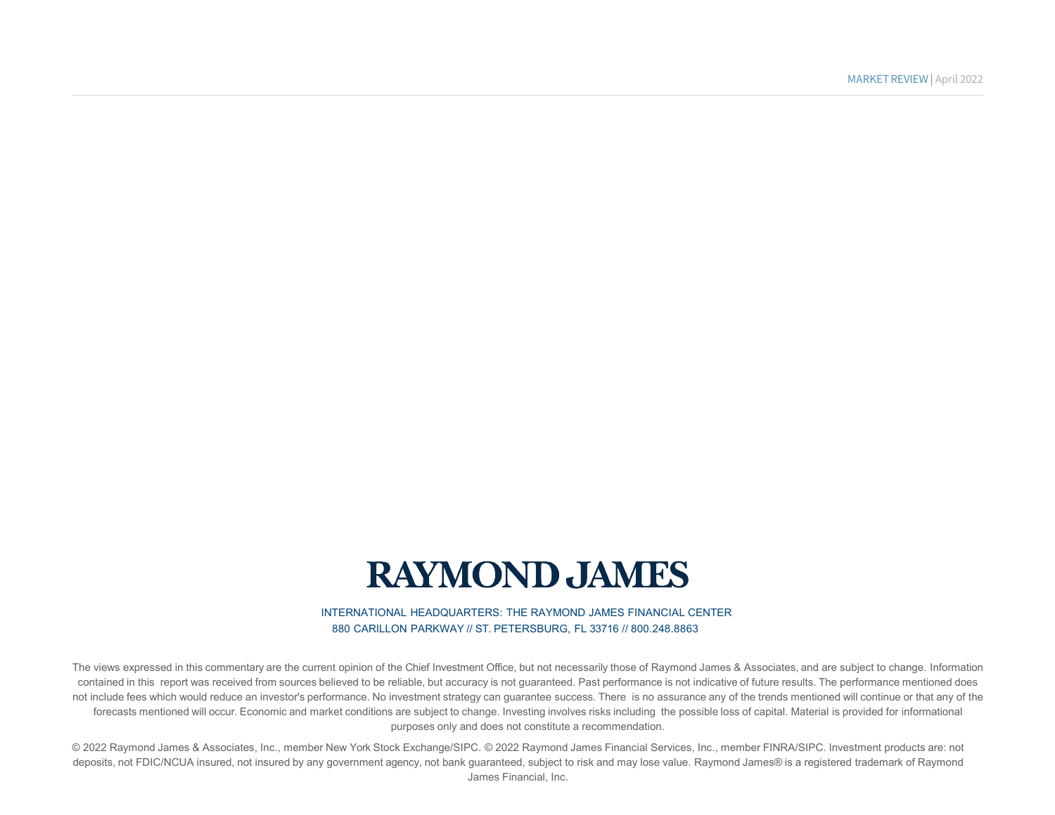RAYMOND JAMES

INTERNATIONAL HEADQUARTERS: THE RAYMOND JAMES FINANCIAL CENTER
880 CARILLON PARKWAY // ST. PETERSBURG, FL 33716 // 800.248.8863

The views expressed in this commentary are the current opinion of the Chief Investment Office, but not necessarily those of Raymond James & Associates, and are subject to change. Information contained in this report was received from sources believed to be reliable, but accuracy is not guaranteed. Past performance is not indicative of future results. The performance mentioned does not include fees which would reduce an investor's performance. No investment strategy can guarantee success. There is no assurance any of the trends mentioned will continue or that any of the forecasts mentioned will occur. Economic and market conditions are subject to change. Investing involves risks including the possible loss of capital. Material is provided for informational purposes only and does not constitute a recommendation.

© 2022 Raymond James & Associates, Inc., member New York Stock Exchange/SIPC. © 2022 Raymond James Financial Services, Inc., member FINRA/SIPC. Investment products are: not deposits, not FDIC/NCUA insured, not insured by any government agency, not bank guaranteed, subject to risk and may lose value. Raymond James® is a registered trademark of Raymond James Financial, Inc.